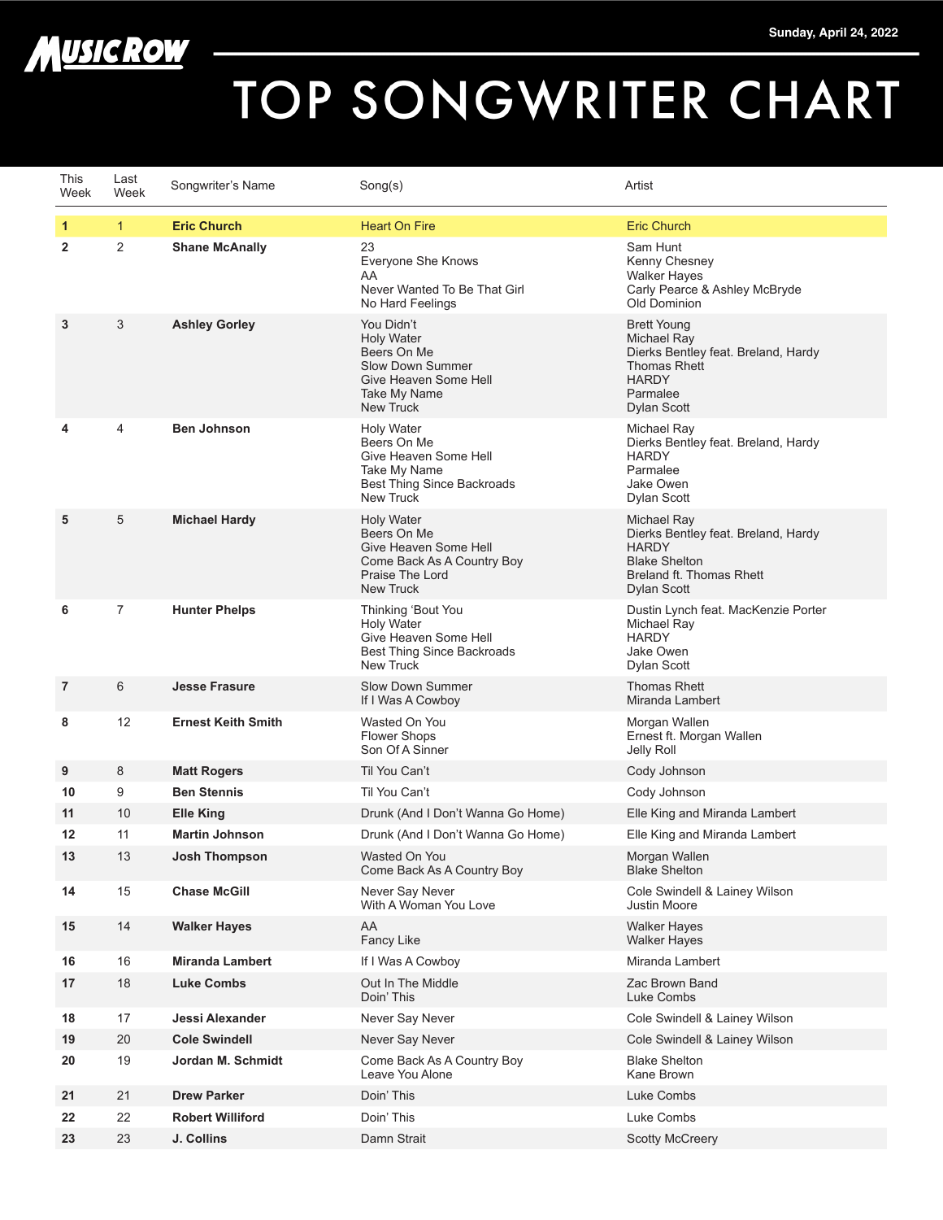MUSIC ROW

Sunday, April 24, 2022

# TOP SONGWRITER CHART

| This Week | Last Week | Songwriter's Name | Song(s) | Artist |
|---|---|---|---|---|
| **1** | 1 | **Eric Church** | Heart On Fire | Eric Church |
| **2** | 2 | **Shane McAnally** | 23<br>Everyone She Knows<br>AA<br>Never Wanted To Be That Girl<br>No Hard Feelings | Sam Hunt<br>Kenny Chesney<br>Walker Hayes<br>Carly Pearce & Ashley McBryde<br>Old Dominion |
| **3** | 3 | **Ashley Gorley** | You Didn't<br>Holy Water<br>Beers On Me<br>Slow Down Summer<br>Give Heaven Some Hell<br>Take My Name<br>New Truck | Brett Young<br>Michael Ray<br>Dierks Bentley feat. Breland, Hardy<br>Thomas Rhett<br>HARDY<br>Parmalee<br>Dylan Scott |
| **4** | 4 | **Ben Johnson** | Holy Water<br>Beers On Me<br>Give Heaven Some Hell<br>Take My Name<br>Best Thing Since Backroads<br>New Truck | Michael Ray<br>Dierks Bentley feat. Breland, Hardy<br>HARDY<br>Parmalee<br>Jake Owen<br>Dylan Scott |
| **5** | 5 | **Michael Hardy** | Holy Water<br>Beers On Me<br>Give Heaven Some Hell<br>Come Back As A Country Boy<br>Praise The Lord<br>New Truck | Michael Ray<br>Dierks Bentley feat. Breland, Hardy<br>HARDY<br>Blake Shelton<br>Breland ft. Thomas Rhett<br>Dylan Scott |
| **6** | 7 | **Hunter Phelps** | Thinking 'Bout You<br>Holy Water<br>Give Heaven Some Hell<br>Best Thing Since Backroads<br>New Truck | Dustin Lynch feat. MacKenzie Porter<br>Michael Ray<br>HARDY<br>Jake Owen<br>Dylan Scott |
| **7** | 6 | **Jesse Frasure** | Slow Down Summer<br>If I Was A Cowboy | Thomas Rhett<br>Miranda Lambert |
| **8** | 12 | **Ernest Keith Smith** | Wasted On You<br>Flower Shops<br>Son Of A Sinner | Morgan Wallen<br>Ernest ft. Morgan Wallen<br>Jelly Roll |
| **9** | 8 | **Matt Rogers** | Til You Can't | Cody Johnson |
| **10** | 9 | **Ben Stennis** | Til You Can't | Cody Johnson |
| **11** | 10 | **Elle King** | Drunk (And I Don't Wanna Go Home) | Elle King and Miranda Lambert |
| **12** | 11 | **Martin Johnson** | Drunk (And I Don't Wanna Go Home) | Elle King and Miranda Lambert |
| **13** | 13 | **Josh Thompson** | Wasted On You<br>Come Back As A Country Boy | Morgan Wallen<br>Blake Shelton |
| **14** | 15 | **Chase McGill** | Never Say Never<br>With A Woman You Love | Cole Swindell & Lainey Wilson<br>Justin Moore |
| **15** | 14 | **Walker Hayes** | AA<br>Fancy Like | Walker Hayes<br>Walker Hayes |
| **16** | 16 | **Miranda Lambert** | If I Was A Cowboy | Miranda Lambert |
| **17** | 18 | **Luke Combs** | Out In The Middle<br>Doin' This | Zac Brown Band<br>Luke Combs |
| **18** | 17 | **Jessi Alexander** | Never Say Never | Cole Swindell & Lainey Wilson |
| **19** | 20 | **Cole Swindell** | Never Say Never | Cole Swindell & Lainey Wilson |
| **20** | 19 | **Jordan M. Schmidt** | Come Back As A Country Boy<br>Leave You Alone | Blake Shelton<br>Kane Brown |
| **21** | 21 | **Drew Parker** | Doin' This | Luke Combs |
| **22** | 22 | **Robert Williford** | Doin' This | Luke Combs |
| **23** | 23 | **J. Collins** | Damn Strait | Scotty McCreery |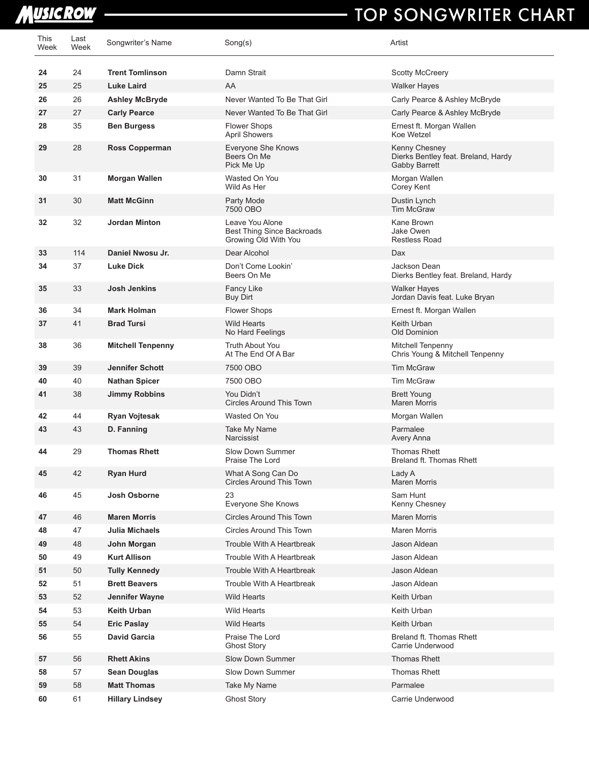# TOP SONGWRITER CHART

| This Week | Last Week | Songwriter's Name | Song(s) | Artist |
|---|---|---|---|---|
| 24 | 24 | **Trent Tomlinson** | Damn Strait | Scotty McCreery |
| 25 | 25 | **Luke Laird** | AA | Walker Hayes |
| 26 | 26 | **Ashley McBryde** | Never Wanted To Be That Girl | Carly Pearce & Ashley McBryde |
| 27 | 27 | **Carly Pearce** | Never Wanted To Be That Girl | Carly Pearce & Ashley McBryde |
| 28 | 35 | **Ben Burgess** | Flower Shops<br>April Showers | Ernest ft. Morgan Wallen<br>Koe Wetzel |
| 29 | 28 | **Ross Copperman** | Everyone She Knows<br>Beers On Me<br>Pick Me Up | Kenny Chesney<br>Dierks Bentley feat. Breland, Hardy<br>Gabby Barrett |
| 30 | 31 | **Morgan Wallen** | Wasted On You<br>Wild As Her | Morgan Wallen<br>Corey Kent |
| 31 | 30 | **Matt McGinn** | Party Mode<br>7500 OBO | Dustin Lynch<br>Tim McGraw |
| 32 | 32 | **Jordan Minton** | Leave You Alone<br>Best Thing Since Backroads<br>Growing Old With You | Kane Brown<br>Jake Owen<br>Restless Road |
| 33 | 114 | **Daniel Nwosu Jr.** | Dear Alcohol | Dax |
| 34 | 37 | **Luke Dick** | Don't Come Lookin'<br>Beers On Me | Jackson Dean<br>Dierks Bentley feat. Breland, Hardy |
| 35 | 33 | **Josh Jenkins** | Fancy Like<br>Buy Dirt | Walker Hayes<br>Jordan Davis feat. Luke Bryan |
| 36 | 34 | **Mark Holman** | Flower Shops | Ernest ft. Morgan Wallen |
| 37 | 41 | **Brad Tursi** | Wild Hearts<br>No Hard Feelings | Keith Urban<br>Old Dominion |
| 38 | 36 | **Mitchell Tenpenny** | Truth About You<br>At The End Of A Bar | Mitchell Tenpenny<br>Chris Young & Mitchell Tenpenny |
| 39 | 39 | **Jennifer Schott** | 7500 OBO | Tim McGraw |
| 40 | 40 | **Nathan Spicer** | 7500 OBO | Tim McGraw |
| 41 | 38 | **Jimmy Robbins** | You Didn't<br>Circles Around This Town | Brett Young<br>Maren Morris |
| 42 | 44 | **Ryan Vojtesak** | Wasted On You | Morgan Wallen |
| 43 | 43 | **D. Fanning** | Take My Name<br>Narcissist | Parmalee<br>Avery Anna |
| 44 | 29 | **Thomas Rhett** | Slow Down Summer<br>Praise The Lord | Thomas Rhett<br>Breland ft. Thomas Rhett |
| 45 | 42 | **Ryan Hurd** | What A Song Can Do<br>Circles Around This Town | Lady A<br>Maren Morris |
| 46 | 45 | **Josh Osborne** | 23<br>Everyone She Knows | Sam Hunt<br>Kenny Chesney |
| 47 | 46 | **Maren Morris** | Circles Around This Town | Maren Morris |
| 48 | 47 | **Julia Michaels** | Circles Around This Town | Maren Morris |
| 49 | 48 | **John Morgan** | Trouble With A Heartbreak | Jason Aldean |
| 50 | 49 | **Kurt Allison** | Trouble With A Heartbreak | Jason Aldean |
| 51 | 50 | **Tully Kennedy** | Trouble With A Heartbreak | Jason Aldean |
| 52 | 51 | **Brett Beavers** | Trouble With A Heartbreak | Jason Aldean |
| 53 | 52 | **Jennifer Wayne** | Wild Hearts | Keith Urban |
| 54 | 53 | **Keith Urban** | Wild Hearts | Keith Urban |
| 55 | 54 | **Eric Paslay** | Wild Hearts | Keith Urban |
| 56 | 55 | **David Garcia** | Praise The Lord<br>Ghost Story | Breland ft. Thomas Rhett<br>Carrie Underwood |
| 57 | 56 | **Rhett Akins** | Slow Down Summer | Thomas Rhett |
| 58 | 57 | **Sean Douglas** | Slow Down Summer | Thomas Rhett |
| 59 | 58 | **Matt Thomas** | Take My Name | Parmalee |
| 60 | 61 | **Hillary Lindsey** | Ghost Story | Carrie Underwood |